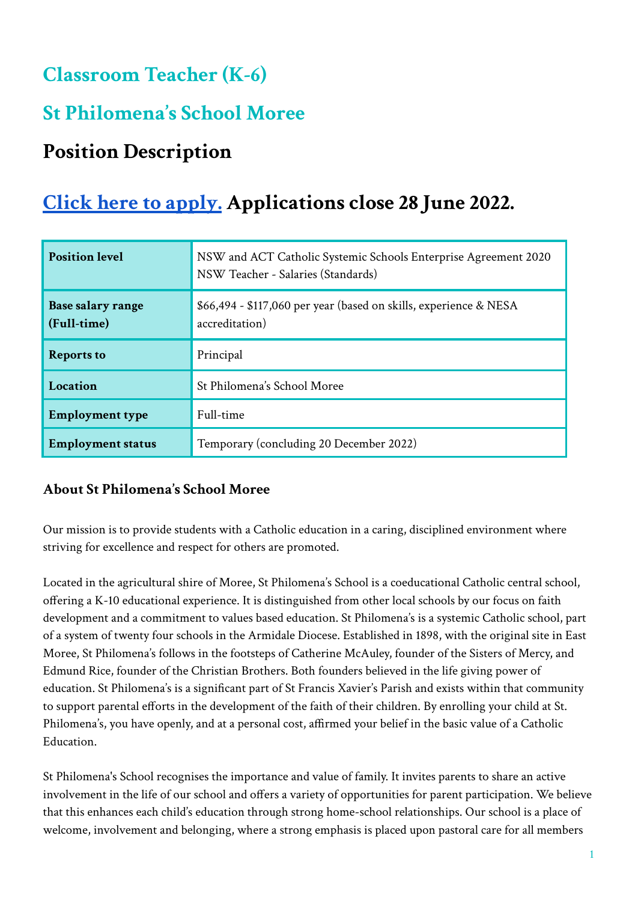# Classroom Teacher (K-6)

# St Philomena's School Moree

# Position Description

## [Click here to apply.](#) Applications close 28 June 2022.

| | |
|---|---|
| **Position level** | NSW and ACT Catholic Systemic Schools Enterprise Agreement 2020 NSW Teacher - Salaries (Standards) |
| **Base salary range (Full-time)** | $66,494 - $117,060 per year (based on skills, experience & NESA accreditation) |
| **Reports to** | Principal |
| **Location** | St Philomena's School Moree |
| **Employment type** | Full-time |
| **Employment status** | Temporary (concluding 20 December 2022) |

### About St Philomena's School Moree

Our mission is to provide students with a Catholic education in a caring, disciplined environment where striving for excellence and respect for others are promoted.

Located in the agricultural shire of Moree, St Philomena's School is a coeducational Catholic central school, offering a K-10 educational experience. It is distinguished from other local schools by our focus on faith development and a commitment to values based education. St Philomena's is a systemic Catholic school, part of a system of twenty four schools in the Armidale Diocese. Established in 1898, with the original site in East Moree, St Philomena's follows in the footsteps of Catherine McAuley, founder of the Sisters of Mercy, and Edmund Rice, founder of the Christian Brothers. Both founders believed in the life giving power of education. St Philomena's is a significant part of St Francis Xavier's Parish and exists within that community to support parental efforts in the development of the faith of their children. By enrolling your child at St. Philomena's, you have openly, and at a personal cost, affirmed your belief in the basic value of a Catholic Education.

St Philomena's School recognises the importance and value of family. It invites parents to share an active involvement in the life of our school and offers a variety of opportunities for parent participation. We believe that this enhances each child's education through strong home-school relationships. Our school is a place of welcome, involvement and belonging, where a strong emphasis is placed upon pastoral care for all members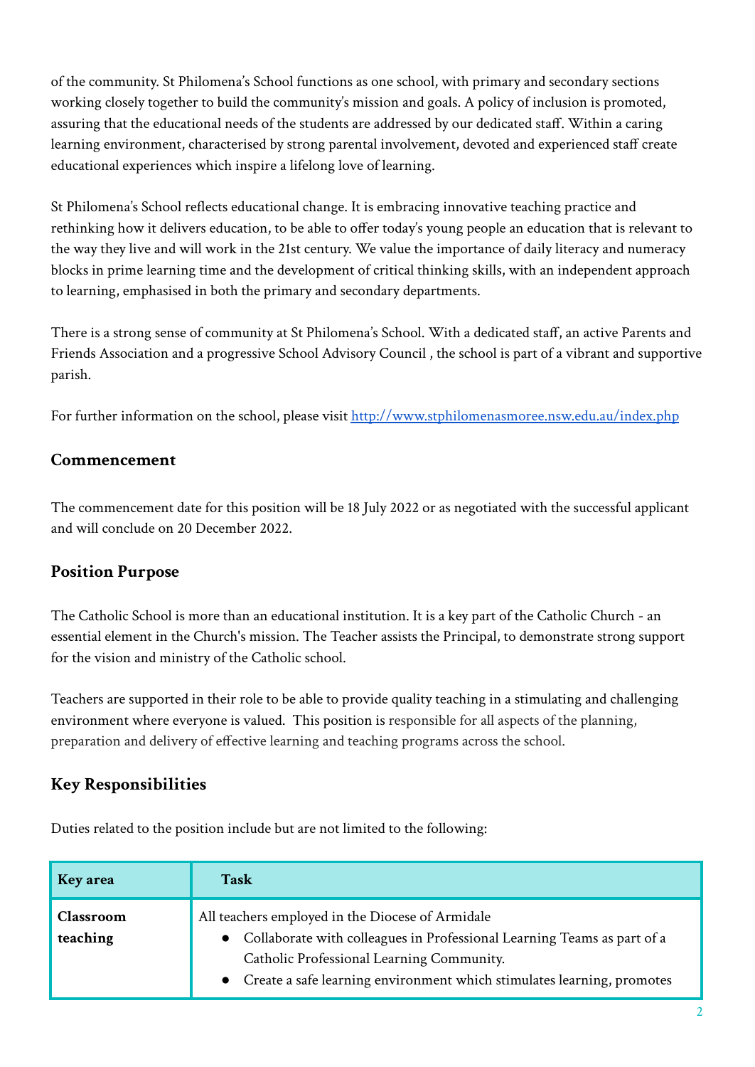of the community. St Philomena's School functions as one school, with primary and secondary sections working closely together to build the community's mission and goals. A policy of inclusion is promoted, assuring that the educational needs of the students are addressed by our dedicated staff. Within a caring learning environment, characterised by strong parental involvement, devoted and experienced staff create educational experiences which inspire a lifelong love of learning.

St Philomena's School reflects educational change. It is embracing innovative teaching practice and rethinking how it delivers education, to be able to offer today's young people an education that is relevant to the way they live and will work in the 21st century. We value the importance of daily literacy and numeracy blocks in prime learning time and the development of critical thinking skills, with an independent approach to learning, emphasised in both the primary and secondary departments.

There is a strong sense of community at St Philomena's School. With a dedicated staff, an active Parents and Friends Association and a progressive School Advisory Council , the school is part of a vibrant and supportive parish.

For further information on the school, please visit [http://www.stphilomenasmoree.nsw.edu.au/index.php](http://www.stphilomenasmoree.nsw.edu.au/index.php)

## Commencement

The commencement date for this position will be 18 July 2022 or as negotiated with the successful applicant and will conclude on 20 December 2022.

## Position Purpose

The Catholic School is more than an educational institution. It is a key part of the Catholic Church - an essential element in the Church's mission. The Teacher assists the Principal, to demonstrate strong support for the vision and ministry of the Catholic school.

Teachers are supported in their role to be able to provide quality teaching in a stimulating and challenging environment where everyone is valued. This position is responsible for all aspects of the planning, preparation and delivery of effective learning and teaching programs across the school.

## Key Responsibilities

Duties related to the position include but are not limited to the following:

| Key area | Task |
|---|---|
| **Classroom teaching** | All teachers employed in the Diocese of Armidale<br>● Collaborate with colleagues in Professional Learning Teams as part of a Catholic Professional Learning Community.<br>● Create a safe learning environment which stimulates learning, promotes |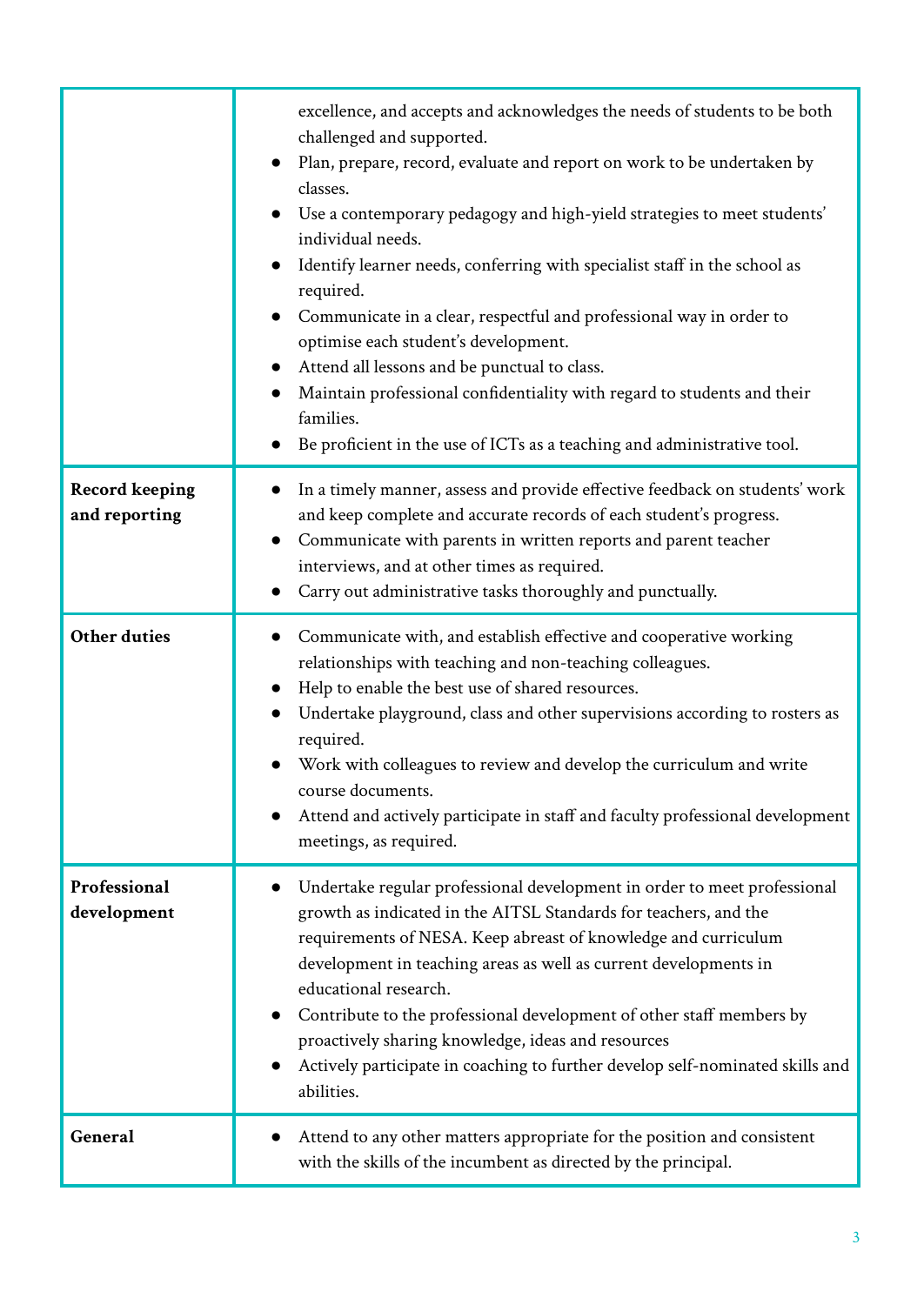| | |
|---|---|
| | excellence, and accepts and acknowledges the needs of students to be both challenged and supported.<br>• Plan, prepare, record, evaluate and report on work to be undertaken by classes.<br>• Use a contemporary pedagogy and high-yield strategies to meet students' individual needs.<br>• Identify learner needs, conferring with specialist staff in the school as required.<br>• Communicate in a clear, respectful and professional way in order to optimise each student's development.<br>• Attend all lessons and be punctual to class.<br>• Maintain professional confidentiality with regard to students and their families.<br>• Be proficient in the use of ICTs as a teaching and administrative tool. |
| **Record keeping and reporting** | • In a timely manner, assess and provide effective feedback on students' work and keep complete and accurate records of each student's progress.<br>• Communicate with parents in written reports and parent teacher interviews, and at other times as required.<br>• Carry out administrative tasks thoroughly and punctually. |
| **Other duties** | • Communicate with, and establish effective and cooperative working relationships with teaching and non-teaching colleagues.<br>• Help to enable the best use of shared resources.<br>• Undertake playground, class and other supervisions according to rosters as required.<br>• Work with colleagues to review and develop the curriculum and write course documents.<br>• Attend and actively participate in staff and faculty professional development meetings, as required. |
| **Professional development** | • Undertake regular professional development in order to meet professional growth as indicated in the AITSL Standards for teachers, and the requirements of NESA. Keep abreast of knowledge and curriculum development in teaching areas as well as current developments in educational research.<br>• Contribute to the professional development of other staff members by proactively sharing knowledge, ideas and resources<br>• Actively participate in coaching to further develop self-nominated skills and abilities. |
| **General** | • Attend to any other matters appropriate for the position and consistent with the skills of the incumbent as directed by the principal. |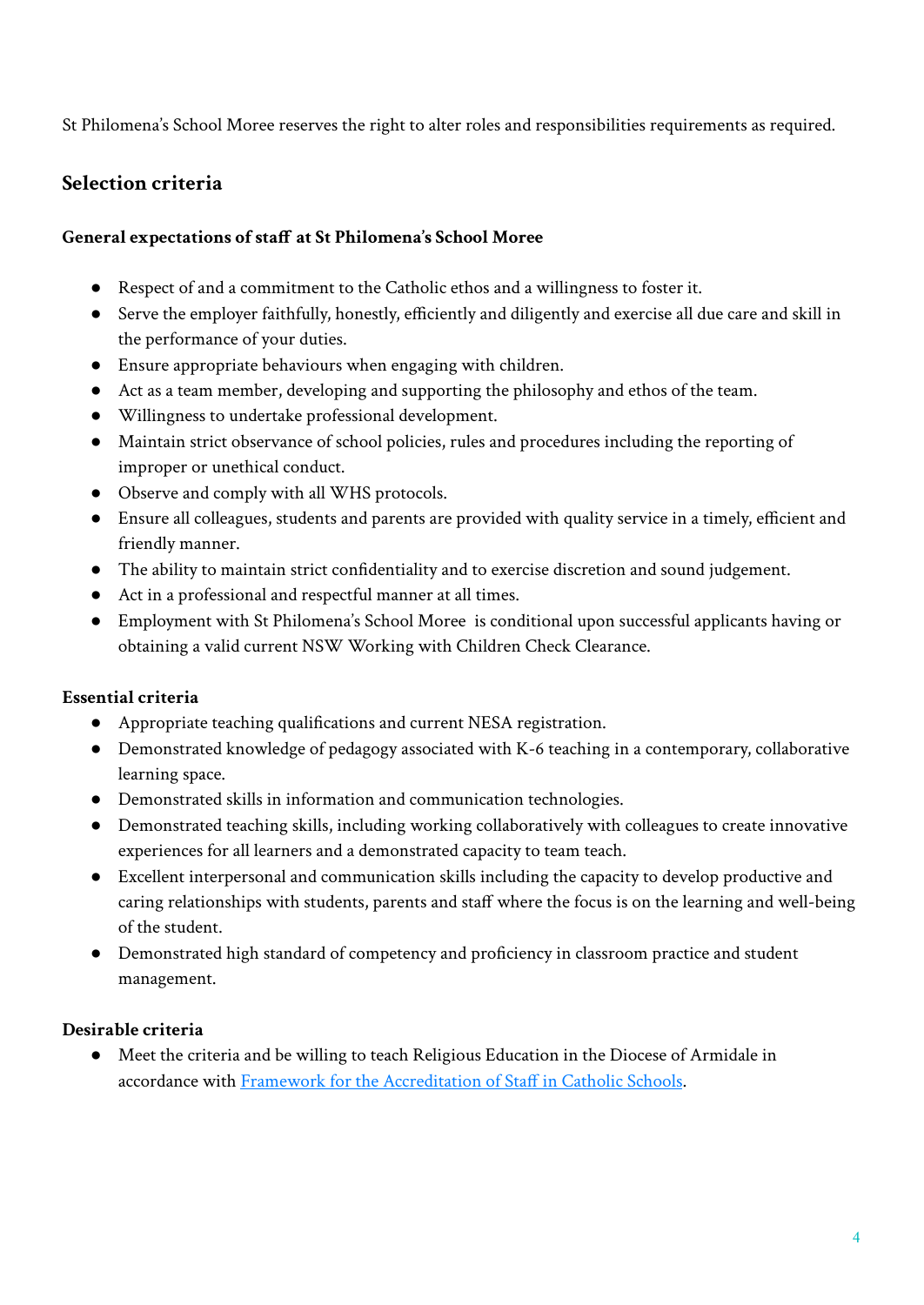St Philomena's School Moree reserves the right to alter roles and responsibilities requirements as required.

## Selection criteria

#### General expectations of staff at St Philomena's School Moree

- Respect of and a commitment to the Catholic ethos and a willingness to foster it.
- Serve the employer faithfully, honestly, efficiently and diligently and exercise all due care and skill in the performance of your duties.
- Ensure appropriate behaviours when engaging with children.
- Act as a team member, developing and supporting the philosophy and ethos of the team.
- Willingness to undertake professional development.
- Maintain strict observance of school policies, rules and procedures including the reporting of improper or unethical conduct.
- Observe and comply with all WHS protocols.
- Ensure all colleagues, students and parents are provided with quality service in a timely, efficient and friendly manner.
- The ability to maintain strict confidentiality and to exercise discretion and sound judgement.
- Act in a professional and respectful manner at all times.
- Employment with St Philomena's School Moree is conditional upon successful applicants having or obtaining a valid current NSW Working with Children Check Clearance.

#### Essential criteria

- Appropriate teaching qualifications and current NESA registration.
- Demonstrated knowledge of pedagogy associated with K-6 teaching in a contemporary, collaborative learning space.
- Demonstrated skills in information and communication technologies.
- Demonstrated teaching skills, including working collaboratively with colleagues to create innovative experiences for all learners and a demonstrated capacity to team teach.
- Excellent interpersonal and communication skills including the capacity to develop productive and caring relationships with students, parents and staff where the focus is on the learning and well-being of the student.
- Demonstrated high standard of competency and proficiency in classroom practice and student management.

#### Desirable criteria

- Meet the criteria and be willing to teach Religious Education in the Diocese of Armidale in accordance with Framework for the Accreditation of Staff in Catholic Schools.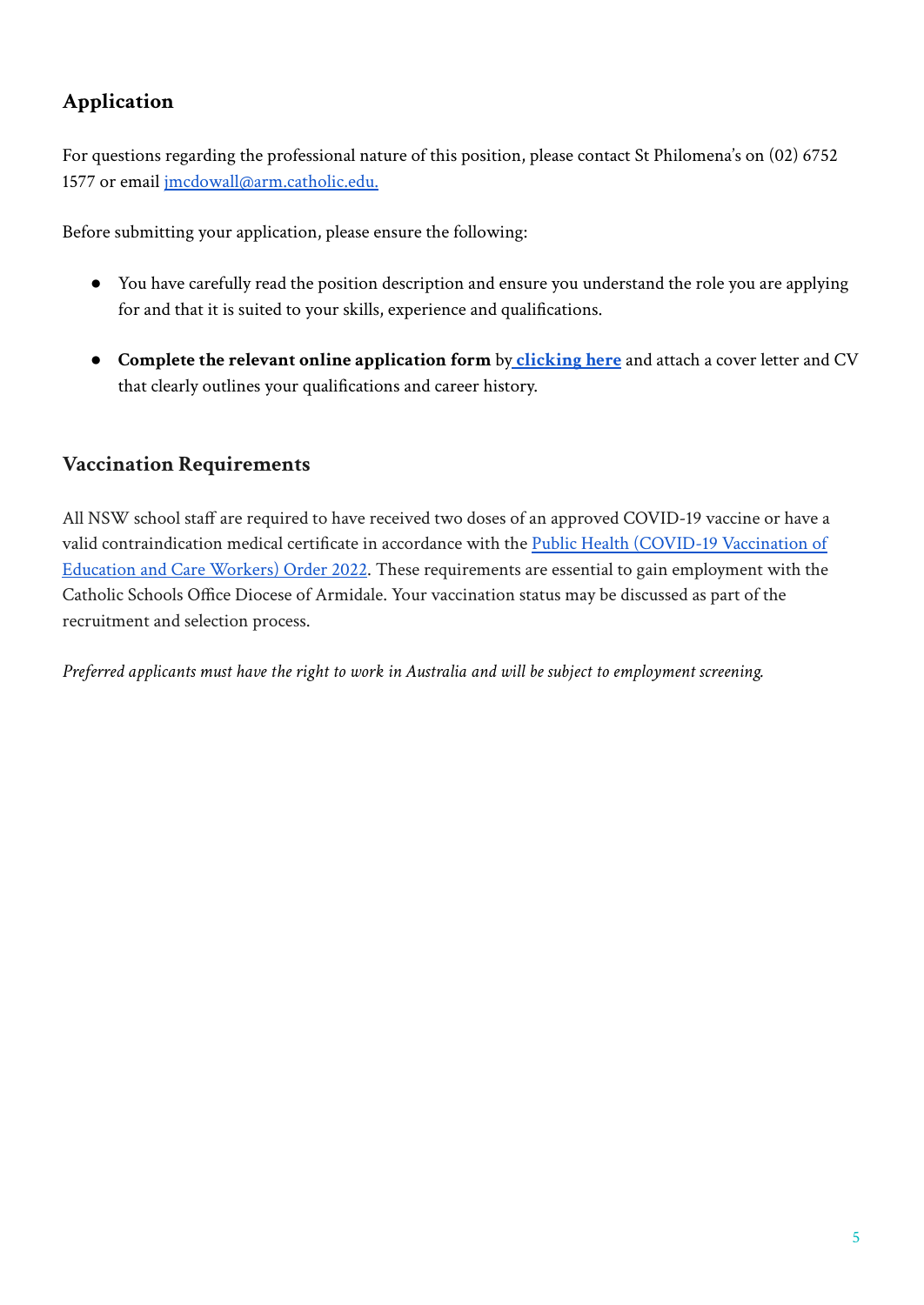## Application

For questions regarding the professional nature of this position, please contact St Philomena's on (02) 6752 1577 or email jmcdowall@arm.catholic.edu.

Before submitting your application, please ensure the following:

- You have carefully read the position description and ensure you understand the role you are applying for and that it is suited to your skills, experience and qualifications.
- **Complete the relevant online application form** by **clicking here** and attach a cover letter and CV that clearly outlines your qualifications and career history.

## Vaccination Requirements

All NSW school staff are required to have received two doses of an approved COVID-19 vaccine or have a valid contraindication medical certificate in accordance with the Public Health (COVID-19 Vaccination of Education and Care Workers) Order 2022. These requirements are essential to gain employment with the Catholic Schools Office Diocese of Armidale. Your vaccination status may be discussed as part of the recruitment and selection process.

*Preferred applicants must have the right to work in Australia and will be subject to employment screening.*